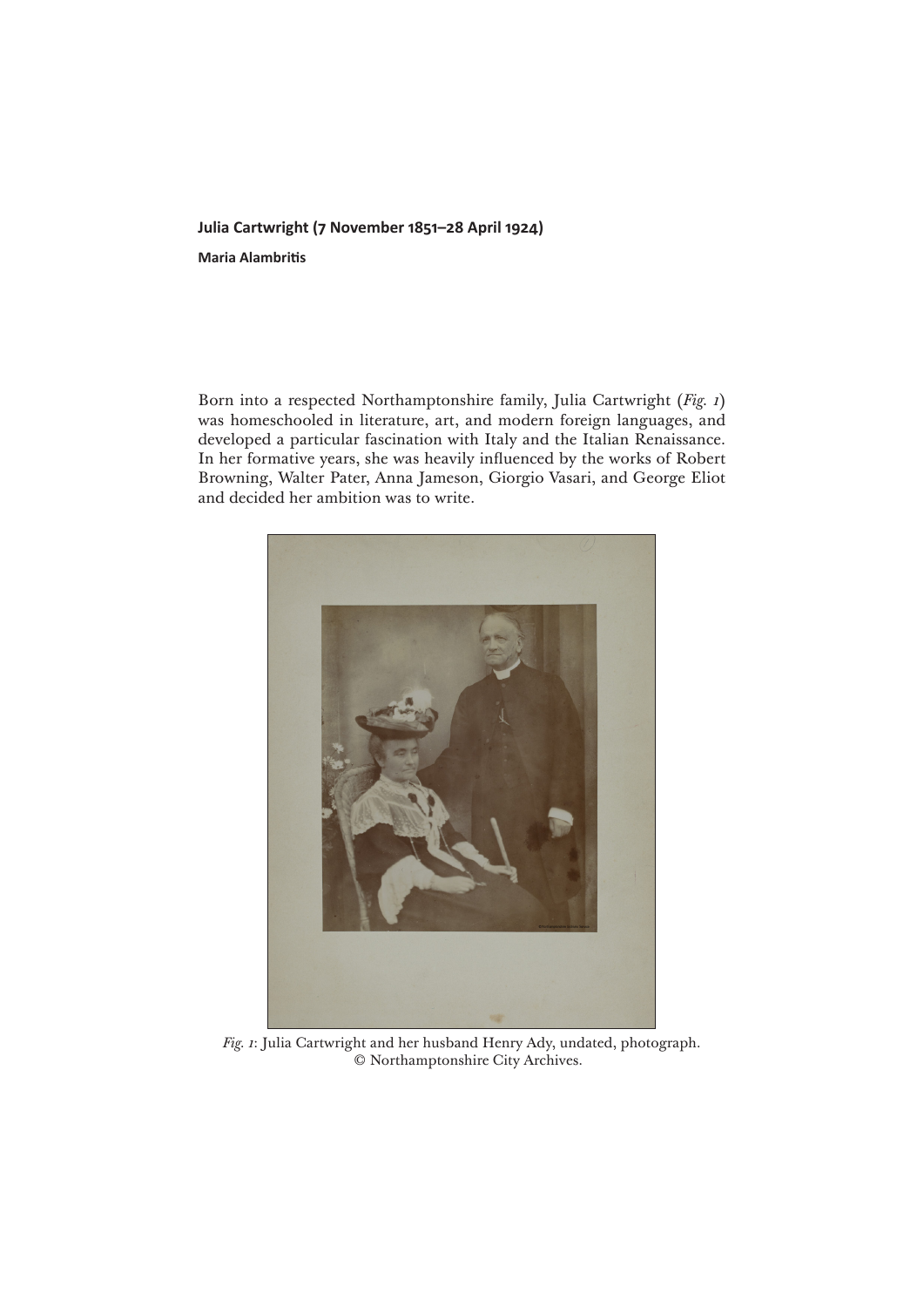## Julia Cartwright (7 November 1851–28 April 1924)

**Maria Alambritis**

Born into a respected Northamptonshire family, Julia Cartwright (*Fig. 1*) was homeschooled in literature, art, and modern foreign languages, and developed a particular fascination with Italy and the Italian Renaissance. In her formative years, she was heavily influenced by the works of Robert Browning, Walter Pater, Anna Jameson, Giorgio Vasari, and George Eliot and decided her ambition was to write.

*Fig. 1*: Julia Cartwright and her husband Henry Ady, undated, photograph. © Northamptonshire City Archives.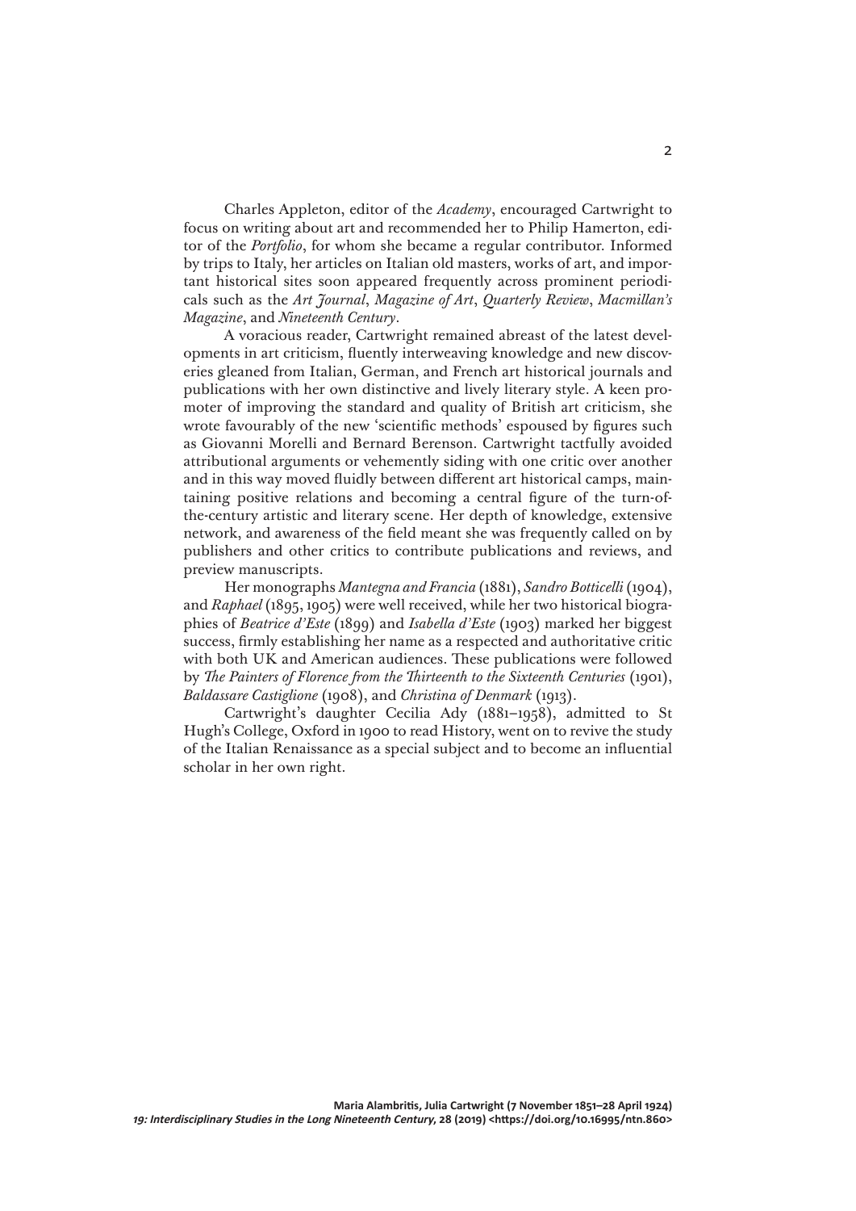Charles Appleton, editor of the *Academy*, encouraged Cartwright to focus on writing about art and recommended her to Philip Hamerton, editor of the *Portfolio*, for whom she became a regular contributor. Informed by trips to Italy, her articles on Italian old masters, works of art, and important historical sites soon appeared frequently across prominent periodicals such as the *Art Journal*, *Magazine of Art*, *Quarterly Review*, *Macmillan's Magazine*, and *Nineteenth Century*.

A voracious reader, Cartwright remained abreast of the latest developments in art criticism, fluently interweaving knowledge and new discoveries gleaned from Italian, German, and French art historical journals and publications with her own distinctive and lively literary style. A keen promoter of improving the standard and quality of British art criticism, she wrote favourably of the new 'scientific methods' espoused by figures such as Giovanni Morelli and Bernard Berenson. Cartwright tactfully avoided attributional arguments or vehemently siding with one critic over another and in this way moved fluidly between different art historical camps, maintaining positive relations and becoming a central figure of the turn-of-the-century artistic and literary scene. Her depth of knowledge, extensive network, and awareness of the field meant she was frequently called on by publishers and other critics to contribute publications and reviews, and preview manuscripts.

Her monographs *Mantegna and Francia* (1881), *Sandro Botticelli* (1904), and *Raphael* (1895, 1905) were well received, while her two historical biographies of *Beatrice d'Este* (1899) and *Isabella d'Este* (1903) marked her biggest success, firmly establishing her name as a respected and authoritative critic with both UK and American audiences. These publications were followed by *The Painters of Florence from the Thirteenth to the Sixteenth Centuries* (1901), *Baldassare Castiglione* (1908), and *Christina of Denmark* (1913).

Cartwright's daughter Cecilia Ady (1881–1958), admitted to St Hugh's College, Oxford in 1900 to read History, went on to revive the study of the Italian Renaissance as a special subject and to become an influential scholar in her own right.